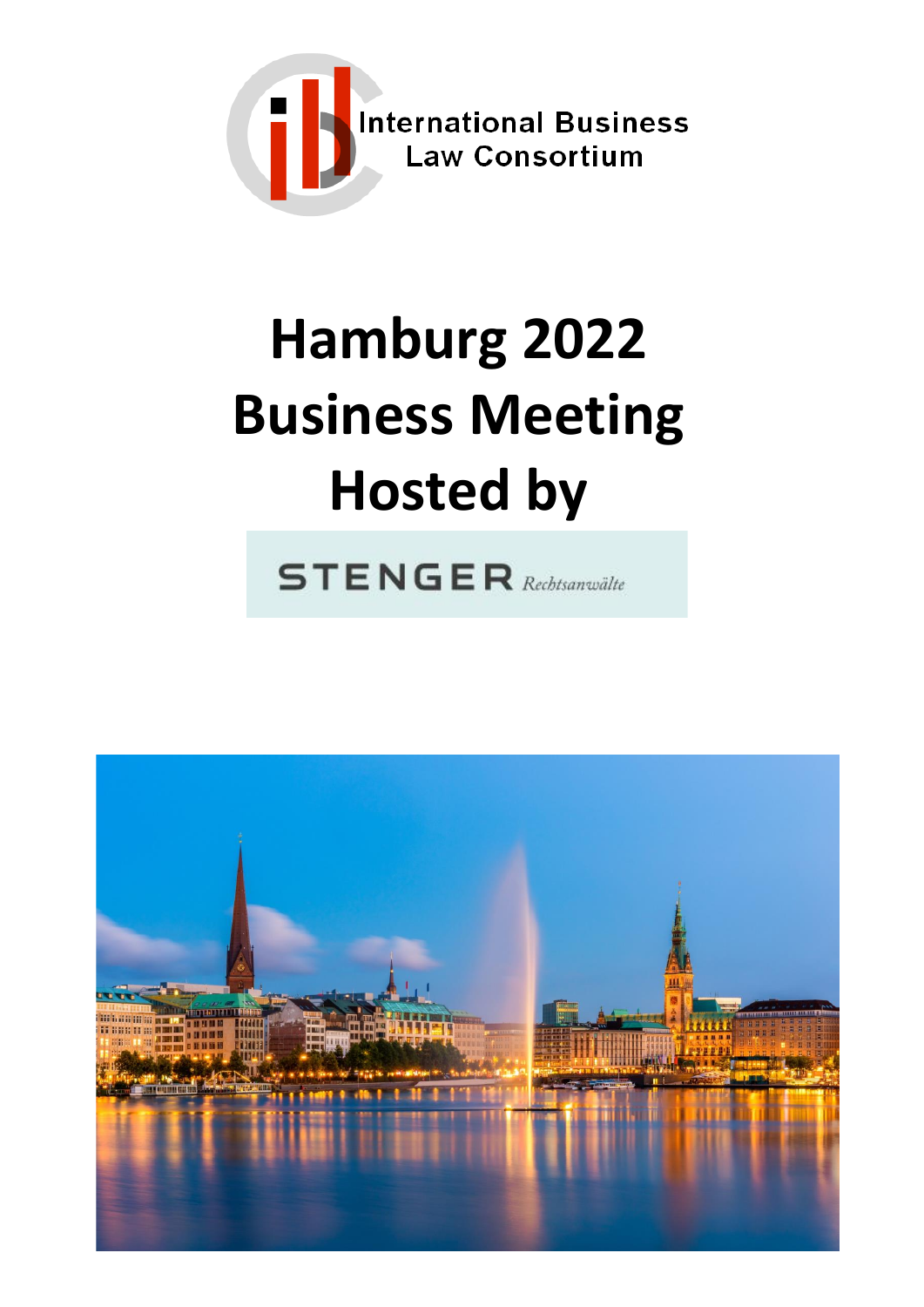International Business Law Consortium

# Hamburg 2022 Business Meeting Hosted by

STENGER Rechtsanwälte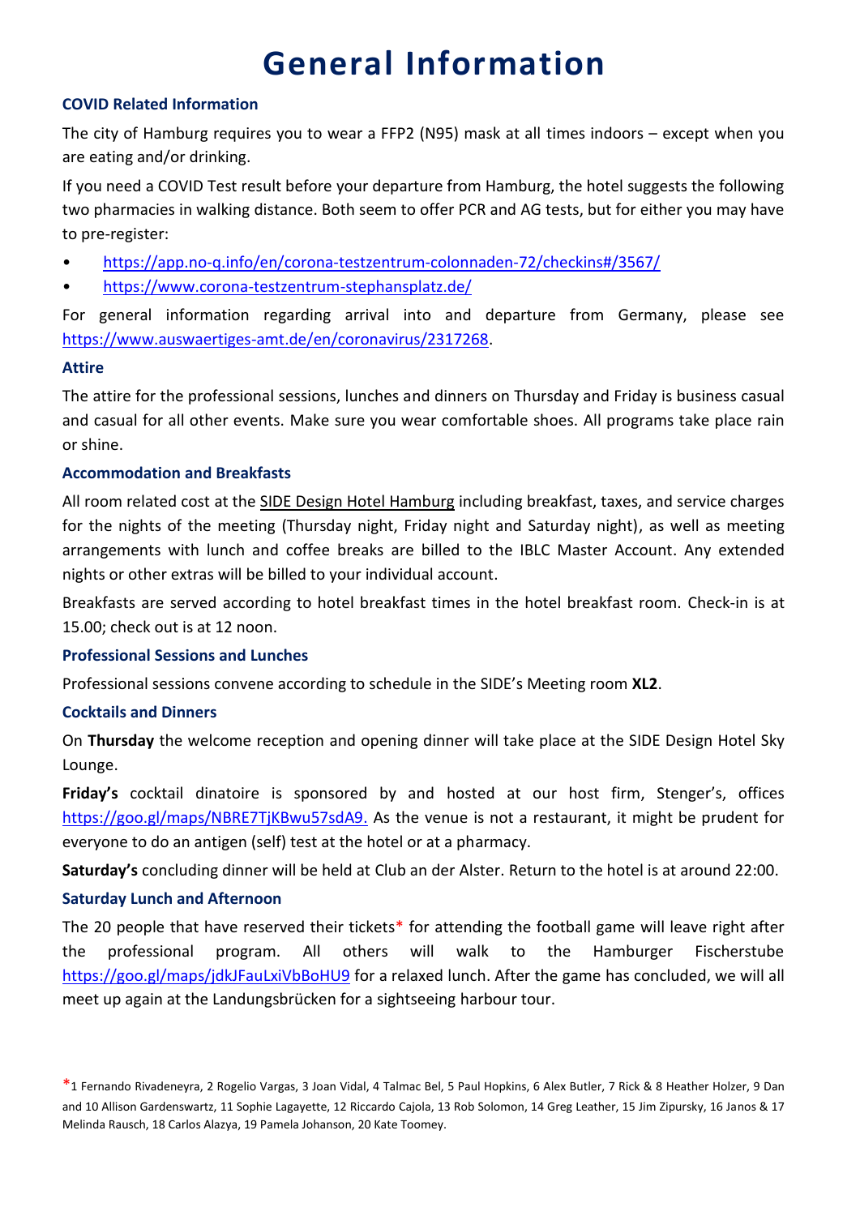# General Information

### COVID Related Information

The city of Hamburg requires you to wear a FFP2 (N95) mask at all times indoors – except when you are eating and/or drinking.

If you need a COVID Test result before your departure from Hamburg, the hotel suggests the following two pharmacies in walking distance. Both seem to offer PCR and AG tests, but for either you may have to pre-register:

- https://app.no-q.info/en/corona-testzentrum-colonnaden-72/checkins#/3567/
- https://www.corona-testzentrum-stephansplatz.de/

For general information regarding arrival into and departure from Germany, please see https://www.auswaertiges-amt.de/en/coronavirus/2317268.

### Attire

The attire for the professional sessions, lunches and dinners on Thursday and Friday is business casual and casual for all other events. Make sure you wear comfortable shoes. All programs take place rain or shine.

### Accommodation and Breakfasts

All room related cost at the SIDE Design Hotel Hamburg including breakfast, taxes, and service charges for the nights of the meeting (Thursday night, Friday night and Saturday night), as well as meeting arrangements with lunch and coffee breaks are billed to the IBLC Master Account. Any extended nights or other extras will be billed to your individual account.

Breakfasts are served according to hotel breakfast times in the hotel breakfast room. Check-in is at 15.00; check out is at 12 noon.

### Professional Sessions and Lunches

Professional sessions convene according to schedule in the SIDE's Meeting room **XL2**.

### Cocktails and Dinners

On **Thursday** the welcome reception and opening dinner will take place at the SIDE Design Hotel Sky Lounge.

**Friday's** cocktail dinatoire is sponsored by and hosted at our host firm, Stenger's, offices https://goo.gl/maps/NBRE7TjKBwu57sdA9. As the venue is not a restaurant, it might be prudent for everyone to do an antigen (self) test at the hotel or at a pharmacy.

**Saturday's** concluding dinner will be held at Club an der Alster. Return to the hotel is at around 22:00.

### Saturday Lunch and Afternoon

The 20 people that have reserved their tickets* for attending the football game will leave right after the professional program. All others will walk to the Hamburger Fischerstube https://goo.gl/maps/jdkJFauLxiVbBoHU9 for a relaxed lunch. After the game has concluded, we will all meet up again at the Landungsbrücken for a sightseeing harbour tour.

*1 Fernando Rivadeneyra, 2 Rogelio Vargas, 3 Joan Vidal, 4 Talmac Bel, 5 Paul Hopkins, 6 Alex Butler, 7 Rick & 8 Heather Holzer, 9 Dan and 10 Allison Gardenswartz, 11 Sophie Lagayette, 12 Riccardo Cajola, 13 Rob Solomon, 14 Greg Leather, 15 Jim Zipursky, 16 Janos & 17 Melinda Rausch, 18 Carlos Alazya, 19 Pamela Johanson, 20 Kate Toomey.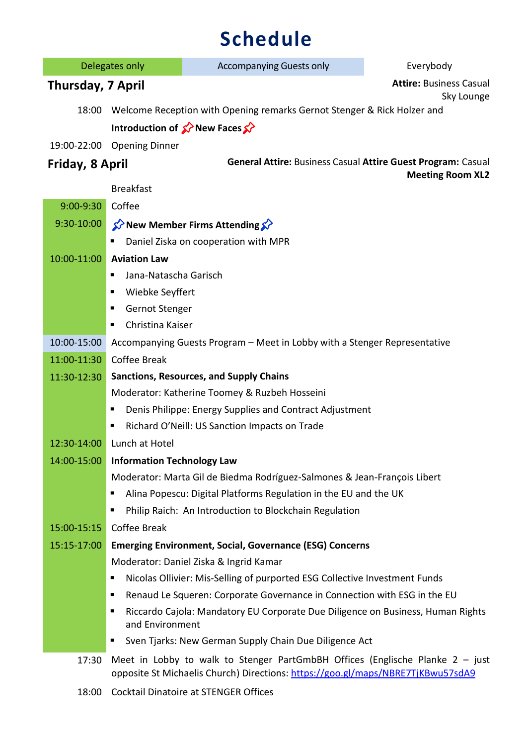# Schedule

| Delegates only | Accompanying Guests only | Everybody |
|---|---|---|

## Thursday, 7 April

**Attire:** Business Casual
Sky Lounge

| | |
|---|---|
| 18:00 | Welcome Reception with Opening remarks Gernot Stenger & Rick Holzer and **Introduction of New Faces** |
| 19:00-22:00 | Opening Dinner |

## Friday, 8 April

**General Attire:** Business Casual **Attire Guest Program:** Casual
**Meeting Room XL2**

| | |
|---|---|
| | Breakfast |
| 9:00-9:30 | Coffee |
| 9:30-10:00 | **New Member Firms Attending**<br>▪ Daniel Ziska on cooperation with MPR |
| 10:00-11:00 | **Aviation Law**<br>▪ Jana-Natascha Garisch<br>▪ Wiebke Seyffert<br>▪ Gernot Stenger<br>▪ Christina Kaiser |
| 10:00-15:00 | Accompanying Guests Program – Meet in Lobby with a Stenger Representative |
| 11:00-11:30 | Coffee Break |
| 11:30-12:30 | **Sanctions, Resources, and Supply Chains**<br>Moderator: Katherine Toomey & Ruzbeh Hosseini<br>▪ Denis Philippe: Energy Supplies and Contract Adjustment<br>▪ Richard O'Neill: US Sanction Impacts on Trade |
| 12:30-14:00 | Lunch at Hotel |
| 14:00-15:00 | **Information Technology Law**<br>Moderator: Marta Gil de Biedma Rodríguez-Salmones & Jean-François Libert<br>▪ Alina Popescu: Digital Platforms Regulation in the EU and the UK<br>▪ Philip Raich: An Introduction to Blockchain Regulation |
| 15:00-15:15 | Coffee Break |
| 15:15-17:00 | **Emerging Environment, Social, Governance (ESG) Concerns**<br>Moderator: Daniel Ziska & Ingrid Kamar<br>▪ Nicolas Ollivier: Mis-Selling of purported ESG Collective Investment Funds<br>▪ Renaud Le Squeren: Corporate Governance in Connection with ESG in the EU<br>▪ Riccardo Cajola: Mandatory EU Corporate Due Diligence on Business, Human Rights and Environment<br>▪ Sven Tjarks: New German Supply Chain Due Diligence Act |
| 17:30 | Meet in Lobby to walk to Stenger PartGmbBH Offices (Englische Planke 2 – just opposite St Michaelis Church) Directions: https://goo.gl/maps/NBRE7TjKBwu57sdA9 |
| 18:00 | Cocktail Dinatoire at STENGER Offices |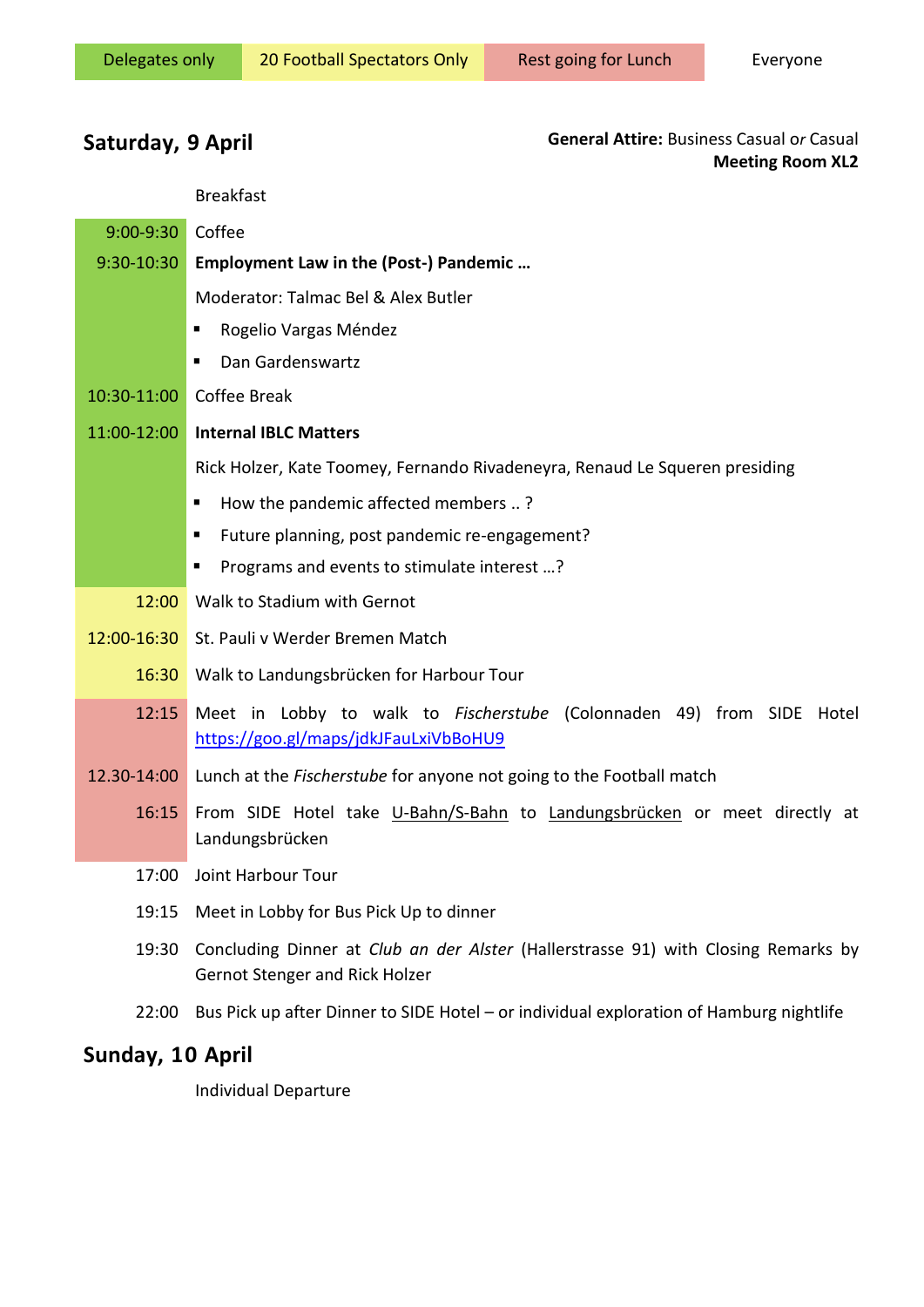| Delegates only | 20 Football Spectators Only | Rest going for Lunch | Everyone |
|---|---|---|---|

## Saturday, 9 April

**General Attire:** Business Casual *or* Casual
**Meeting Room XL2**

| | |
|---|---|
| | Breakfast |
| 9:00-9:30 | Coffee |
| 9:30-10:30 | **Employment Law in the (Post-) Pandemic …** |
| | Moderator: Talmac Bel & Alex Butler |
| | ▪ Rogelio Vargas Méndez |
| | ▪ Dan Gardenswartz |
| 10:30-11:00 | Coffee Break |
| 11:00-12:00 | **Internal IBLC Matters** |
| | Rick Holzer, Kate Toomey, Fernando Rivadeneyra, Renaud Le Squeren presiding |
| | ▪ How the pandemic affected members .. ? |
| | ▪ Future planning, post pandemic re-engagement? |
| | ▪ Programs and events to stimulate interest …? |
| 12:00 | Walk to Stadium with Gernot |
| 12:00-16:30 | St. Pauli v Werder Bremen Match |
| 16:30 | Walk to Landungsbrücken for Harbour Tour |
| 12:15 | Meet in Lobby to walk to *Fischerstube* (Colonnaden 49) from SIDE Hotel https://goo.gl/maps/jdkJFauLxiVbBoHU9 |
| 12.30-14:00 | Lunch at the *Fischerstube* for anyone not going to the Football match |
| 16:15 | From SIDE Hotel take U-Bahn/S-Bahn to Landungsbrücken or meet directly at Landungsbrücken |
| 17:00 | Joint Harbour Tour |
| 19:15 | Meet in Lobby for Bus Pick Up to dinner |
| 19:30 | Concluding Dinner at *Club an der Alster* (Hallerstrasse 91) with Closing Remarks by Gernot Stenger and Rick Holzer |
| 22:00 | Bus Pick up after Dinner to SIDE Hotel – or individual exploration of Hamburg nightlife |

## Sunday, 10 April

Individual Departure